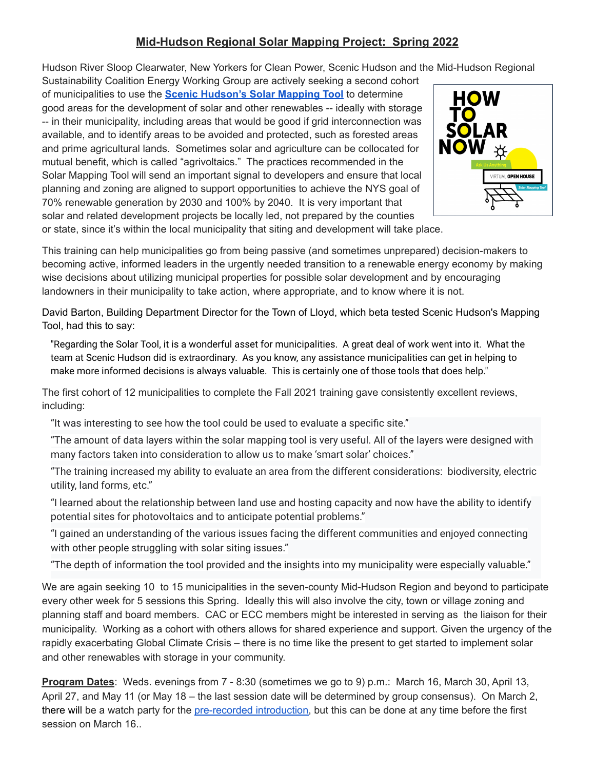# Mid-Hudson Regional Solar Mapping Project: Spring 2022

Hudson River Sloop Clearwater, New Yorkers for Clean Power, Scenic Hudson and the Mid-Hudson Regional Sustainability Coalition Energy Working Group are actively seeking a second cohort of municipalities to use the **Scenic Hudson's Solar Mapping Tool** to determine good areas for the development of solar and other renewables -- ideally with storage -- in their municipality, including areas that would be good if grid interconnection was available, and to identify areas to be avoided and protected, such as forested areas and prime agricultural lands. Sometimes solar and agriculture can be collocated for mutual benefit, which is called "agrivoltaics." The practices recommended in the Solar Mapping Tool will send an important signal to developers and ensure that local planning and zoning are aligned to support opportunities to achieve the NYS goal of 70% renewable generation by 2030 and 100% by 2040. It is very important that solar and related development projects be locally led, not prepared by the counties or state, since it's within the local municipality that siting and development will take place.

This training can help municipalities go from being passive (and sometimes unprepared) decision-makers to becoming active, informed leaders in the urgently needed transition to a renewable energy economy by making wise decisions about utilizing municipal properties for possible solar development and by encouraging landowners in their municipality to take action, where appropriate, and to know where it is not.

David Barton, Building Department Director for the Town of Lloyd, which beta tested Scenic Hudson's Mapping Tool, had this to say:

> "Regarding the Solar Tool, it is a wonderful asset for municipalities. A great deal of work went into it. What the team at Scenic Hudson did is extraordinary. As you know, any assistance municipalities can get in helping to make more informed decisions is always valuable. This is certainly one of those tools that does help."

The first cohort of 12 municipalities to complete the Fall 2021 training gave consistently excellent reviews, including:

> "It was interesting to see how the tool could be used to evaluate a specific site."
>
> "The amount of data layers within the solar mapping tool is very useful. All of the layers were designed with many factors taken into consideration to allow us to make 'smart solar' choices."
>
> "The training increased my ability to evaluate an area from the different considerations: biodiversity, electric utility, land forms, etc."
>
> "I learned about the relationship between land use and hosting capacity and now have the ability to identify potential sites for photovoltaics and to anticipate potential problems."
>
> "I gained an understanding of the various issues facing the different communities and enjoyed connecting with other people struggling with solar siting issues."
>
> "The depth of information the tool provided and the insights into my municipality were especially valuable."

We are again seeking 10 to 15 municipalities in the seven-county Mid-Hudson Region and beyond to participate every other week for 5 sessions this Spring. Ideally this will also involve the city, town or village zoning and planning staff and board members. CAC or ECC members might be interested in serving as the liaison for their municipality. Working as a cohort with others allows for shared experience and support. Given the urgency of the rapidly exacerbating Global Climate Crisis – there is no time like the present to get started to implement solar and other renewables with storage in your community.

**Program Dates**: Weds. evenings from 7 - 8:30 (sometimes we go to 9) p.m.: March 16, March 30, April 13, April 27, and May 11 (or May 18 – the last session date will be determined by group consensus). On March 2, there will be a watch party for the pre-recorded introduction, but this can be done at any time before the first session on March 16..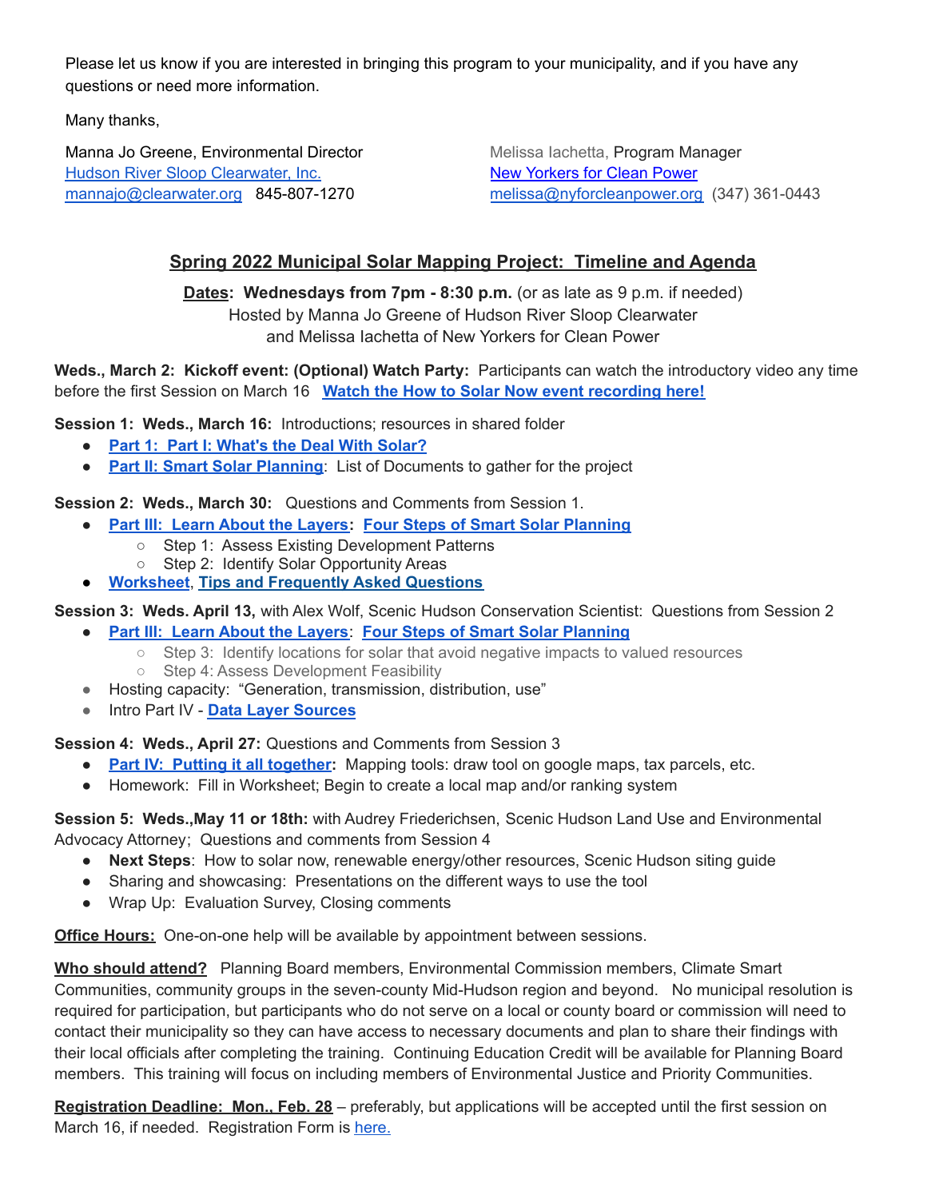Please let us know if you are interested in bringing this program to your municipality, and if you have any questions or need more information.

Many thanks,

Manna Jo Greene, Environmental Director
Hudson River Sloop Clearwater, Inc.
mannajo@clearwater.org 845-807-1270

Melissa Iachetta, Program Manager
New Yorkers for Clean Power
melissa@nyforcleanpower.org (347) 361-0443

## Spring 2022 Municipal Solar Mapping Project: Timeline and Agenda

**Dates: Wednesdays from 7pm - 8:30 p.m.** (or as late as 9 p.m. if needed)
Hosted by Manna Jo Greene of Hudson River Sloop Clearwater
and Melissa Iachetta of New Yorkers for Clean Power

**Weds., March 2: Kickoff event: (Optional) Watch Party:** Participants can watch the introductory video any time before the first Session on March 16 **Watch the How to Solar Now event recording here!**

**Session 1: Weds., March 16:** Introductions; resources in shared folder

- **Part 1: Part I: What's the Deal With Solar?**
- **Part II: Smart Solar Planning**: List of Documents to gather for the project

**Session 2: Weds., March 30:** Questions and Comments from Session 1.

- **Part III: Learn About the Layers: Four Steps of Smart Solar Planning**
  - Step 1: Assess Existing Development Patterns
  - Step 2: Identify Solar Opportunity Areas
- **Worksheet, Tips and Frequently Asked Questions**

**Session 3: Weds. April 13,** with Alex Wolf, Scenic Hudson Conservation Scientist: Questions from Session 2

- **Part III: Learn About the Layers**: **Four Steps of Smart Solar Planning**
  - Step 3: Identify locations for solar that avoid negative impacts to valued resources
  - Step 4: Assess Development Feasibility
- Hosting capacity: "Generation, transmission, distribution, use"
- Intro Part IV - **Data Layer Sources**

**Session 4: Weds., April 27:** Questions and Comments from Session 3

- **Part IV: Putting it all together:** Mapping tools: draw tool on google maps, tax parcels, etc.
- Homework: Fill in Worksheet; Begin to create a local map and/or ranking system

**Session 5: Weds.,May 11 or 18th:** with Audrey Friederichsen, Scenic Hudson Land Use and Environmental Advocacy Attorney; Questions and comments from Session 4

- **Next Steps**: How to solar now, renewable energy/other resources, Scenic Hudson siting guide
- Sharing and showcasing: Presentations on the different ways to use the tool
- Wrap Up: Evaluation Survey, Closing comments

**Office Hours:** One-on-one help will be available by appointment between sessions.

**Who should attend?** Planning Board members, Environmental Commission members, Climate Smart Communities, community groups in the seven-county Mid-Hudson region and beyond. No municipal resolution is required for participation, but participants who do not serve on a local or county board or commission will need to contact their municipality so they can have access to necessary documents and plan to share their findings with their local officials after completing the training. Continuing Education Credit will be available for Planning Board members. This training will focus on including members of Environmental Justice and Priority Communities.

**Registration Deadline: Mon., Feb. 28** – preferably, but applications will be accepted until the first session on March 16, if needed. Registration Form is here.